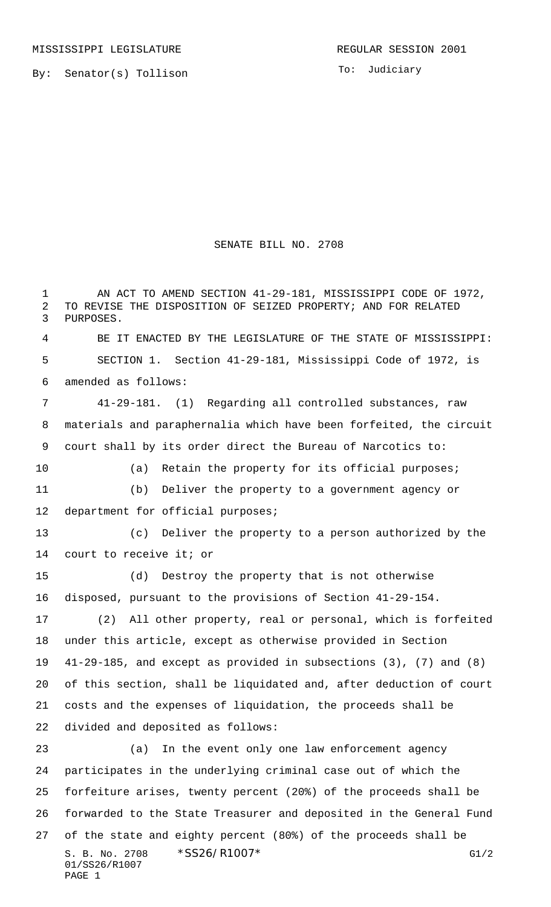MISSISSIPPI LEGISLATURE REGULAR SESSION 2001

By: Senator(s) Tollison

To: Judiciary

# SENATE BILL NO. 2708

AN ACT TO AMEND SECTION 41-29-181, MISSISSIPPI CODE OF 1972, TO REVISE THE DISPOSITION OF SEIZED PROPERTY; AND FOR RELATED PURPOSES.

BE IT ENACTED BY THE LEGISLATURE OF THE STATE OF MISSISSIPPI:

SECTION 1. Section 41-29-181, Mississippi Code of 1972, is amended as follows:

41-29-181. (1) Regarding all controlled substances, raw materials and paraphernalia which have been forfeited, the circuit court shall by its order direct the Bureau of Narcotics to:

(a) Retain the property for its official purposes;

(b) Deliver the property to a government agency or department for official purposes;

(c) Deliver the property to a person authorized by the court to receive it; or

(d) Destroy the property that is not otherwise disposed, pursuant to the provisions of Section 41-29-154.

(2) All other property, real or personal, which is forfeited under this article, except as otherwise provided in Section 41-29-185, and except as provided in subsections (3), (7) and (8) of this section, shall be liquidated and, after deduction of court costs and the expenses of liquidation, the proceeds shall be divided and deposited as follows:

(a) In the event only one law enforcement agency participates in the underlying criminal case out of which the forfeiture arises, twenty percent (20%) of the proceeds shall be forwarded to the State Treasurer and deposited in the General Fund of the state and eighty percent (80%) of the proceeds shall be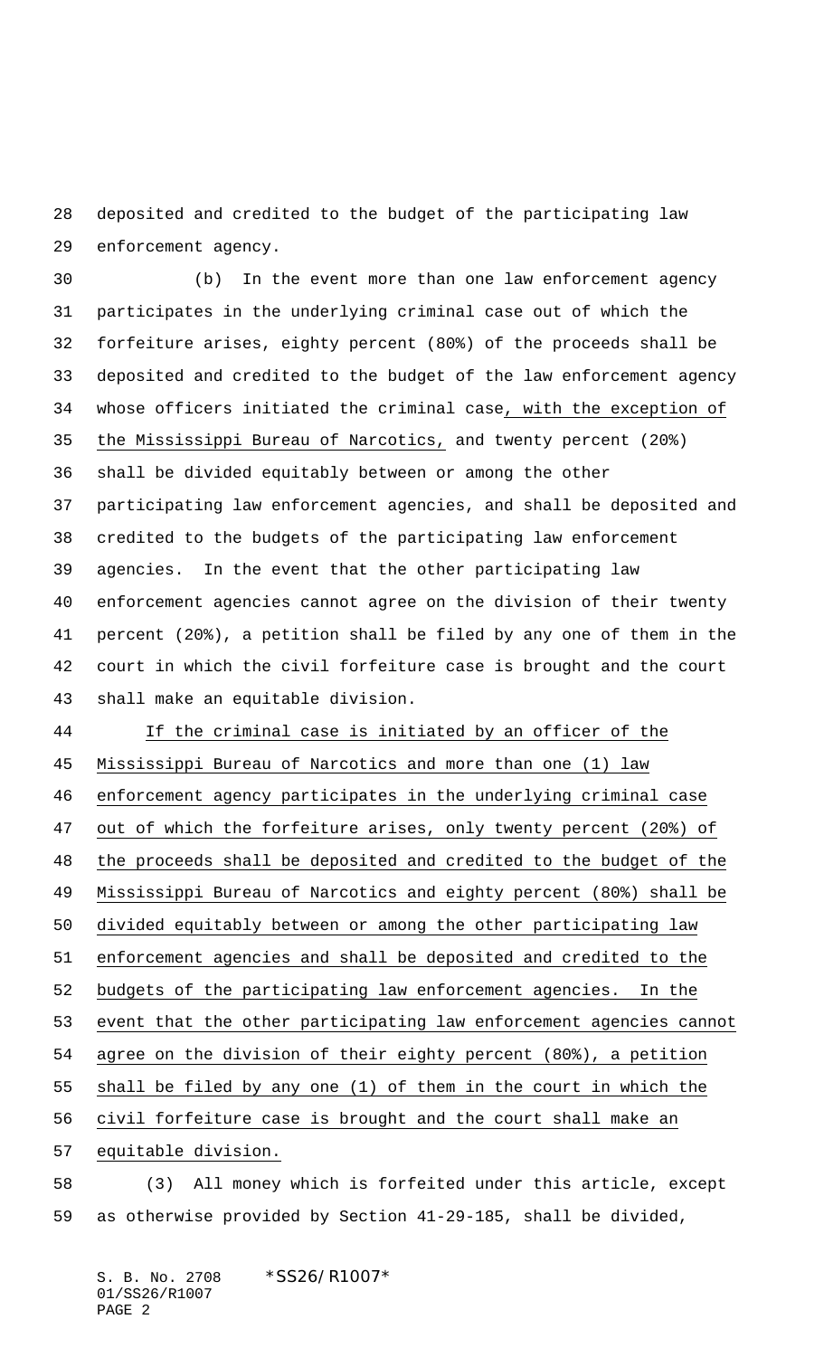deposited and credited to the budget of the participating law enforcement agency.

(b) In the event more than one law enforcement agency participates in the underlying criminal case out of which the forfeiture arises, eighty percent (80%) of the proceeds shall be deposited and credited to the budget of the law enforcement agency whose officers initiated the criminal case, with the exception of the Mississippi Bureau of Narcotics, and twenty percent (20%) shall be divided equitably between or among the other participating law enforcement agencies, and shall be deposited and credited to the budgets of the participating law enforcement agencies. In the event that the other participating law enforcement agencies cannot agree on the division of their twenty percent (20%), a petition shall be filed by any one of them in the court in which the civil forfeiture case is brought and the court shall make an equitable division.

If the criminal case is initiated by an officer of the Mississippi Bureau of Narcotics and more than one (1) law enforcement agency participates in the underlying criminal case out of which the forfeiture arises, only twenty percent (20%) of the proceeds shall be deposited and credited to the budget of the Mississippi Bureau of Narcotics and eighty percent (80%) shall be divided equitably between or among the other participating law enforcement agencies and shall be deposited and credited to the budgets of the participating law enforcement agencies. In the event that the other participating law enforcement agencies cannot agree on the division of their eighty percent (80%), a petition shall be filed by any one (1) of them in the court in which the civil forfeiture case is brought and the court shall make an equitable division.

(3) All money which is forfeited under this article, except as otherwise provided by Section 41-29-185, shall be divided,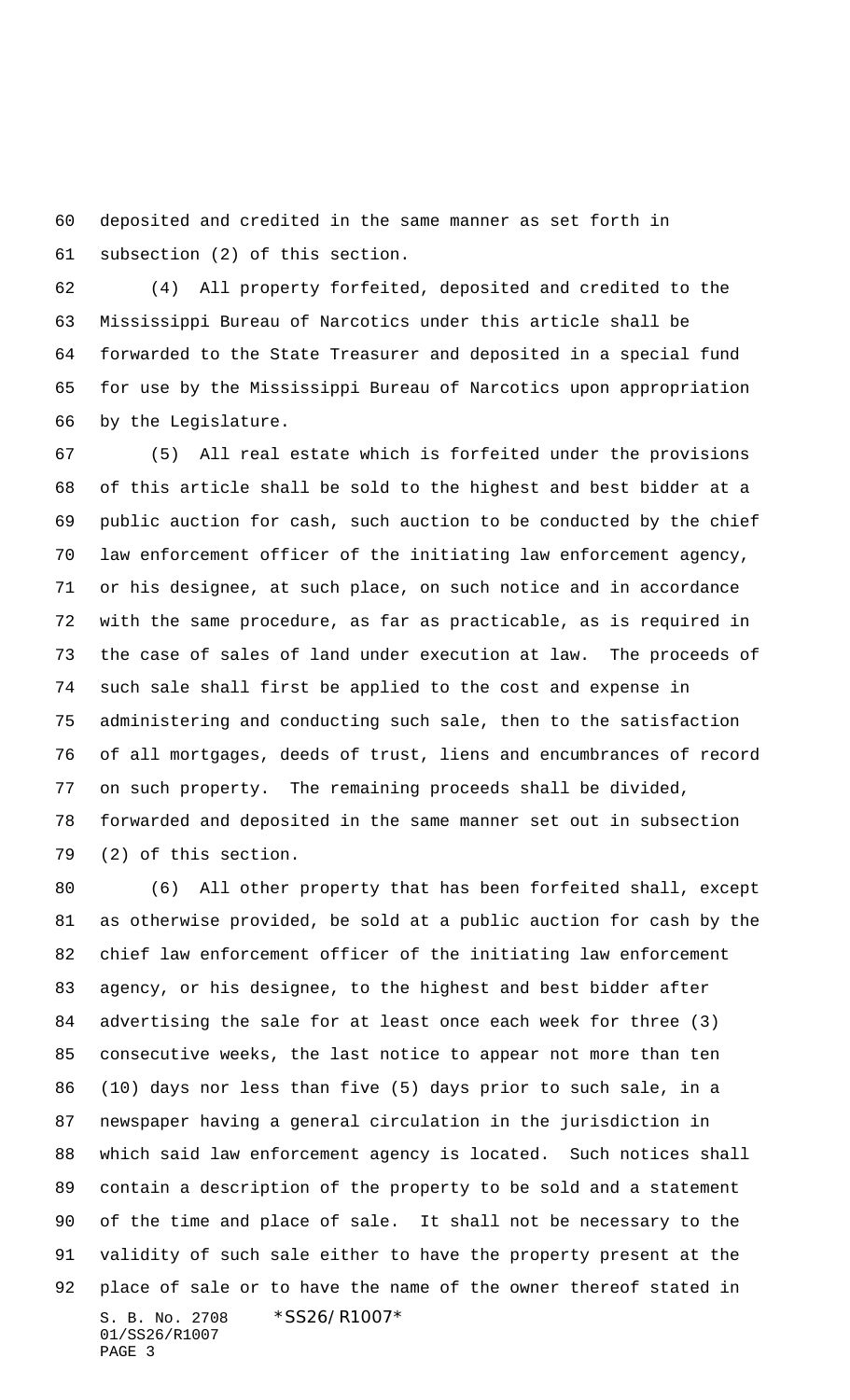deposited and credited in the same manner as set forth in subsection (2) of this section.

(4) All property forfeited, deposited and credited to the Mississippi Bureau of Narcotics under this article shall be forwarded to the State Treasurer and deposited in a special fund for use by the Mississippi Bureau of Narcotics upon appropriation by the Legislature.

(5) All real estate which is forfeited under the provisions of this article shall be sold to the highest and best bidder at a public auction for cash, such auction to be conducted by the chief law enforcement officer of the initiating law enforcement agency, or his designee, at such place, on such notice and in accordance with the same procedure, as far as practicable, as is required in the case of sales of land under execution at law. The proceeds of such sale shall first be applied to the cost and expense in administering and conducting such sale, then to the satisfaction of all mortgages, deeds of trust, liens and encumbrances of record on such property. The remaining proceeds shall be divided, forwarded and deposited in the same manner set out in subsection (2) of this section.

(6) All other property that has been forfeited shall, except as otherwise provided, be sold at a public auction for cash by the chief law enforcement officer of the initiating law enforcement agency, or his designee, to the highest and best bidder after advertising the sale for at least once each week for three (3) consecutive weeks, the last notice to appear not more than ten (10) days nor less than five (5) days prior to such sale, in a newspaper having a general circulation in the jurisdiction in which said law enforcement agency is located. Such notices shall contain a description of the property to be sold and a statement of the time and place of sale. It shall not be necessary to the validity of such sale either to have the property present at the place of sale or to have the name of the owner thereof stated in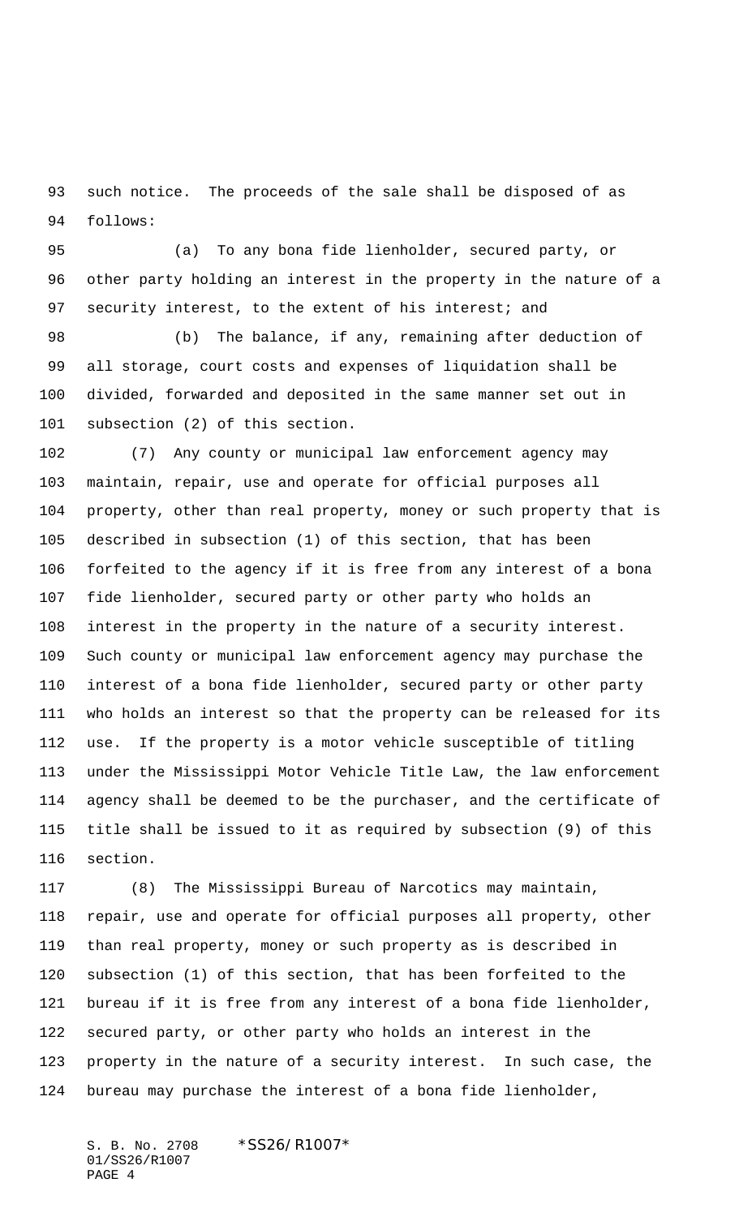such notice. The proceeds of the sale shall be disposed of as follows:

(a) To any bona fide lienholder, secured party, or other party holding an interest in the property in the nature of a security interest, to the extent of his interest; and

(b) The balance, if any, remaining after deduction of all storage, court costs and expenses of liquidation shall be divided, forwarded and deposited in the same manner set out in subsection (2) of this section.

(7) Any county or municipal law enforcement agency may maintain, repair, use and operate for official purposes all property, other than real property, money or such property that is described in subsection (1) of this section, that has been forfeited to the agency if it is free from any interest of a bona fide lienholder, secured party or other party who holds an interest in the property in the nature of a security interest. Such county or municipal law enforcement agency may purchase the interest of a bona fide lienholder, secured party or other party who holds an interest so that the property can be released for its use. If the property is a motor vehicle susceptible of titling under the Mississippi Motor Vehicle Title Law, the law enforcement agency shall be deemed to be the purchaser, and the certificate of title shall be issued to it as required by subsection (9) of this section.

(8) The Mississippi Bureau of Narcotics may maintain, repair, use and operate for official purposes all property, other than real property, money or such property as is described in subsection (1) of this section, that has been forfeited to the bureau if it is free from any interest of a bona fide lienholder, secured party, or other party who holds an interest in the property in the nature of a security interest. In such case, the bureau may purchase the interest of a bona fide lienholder,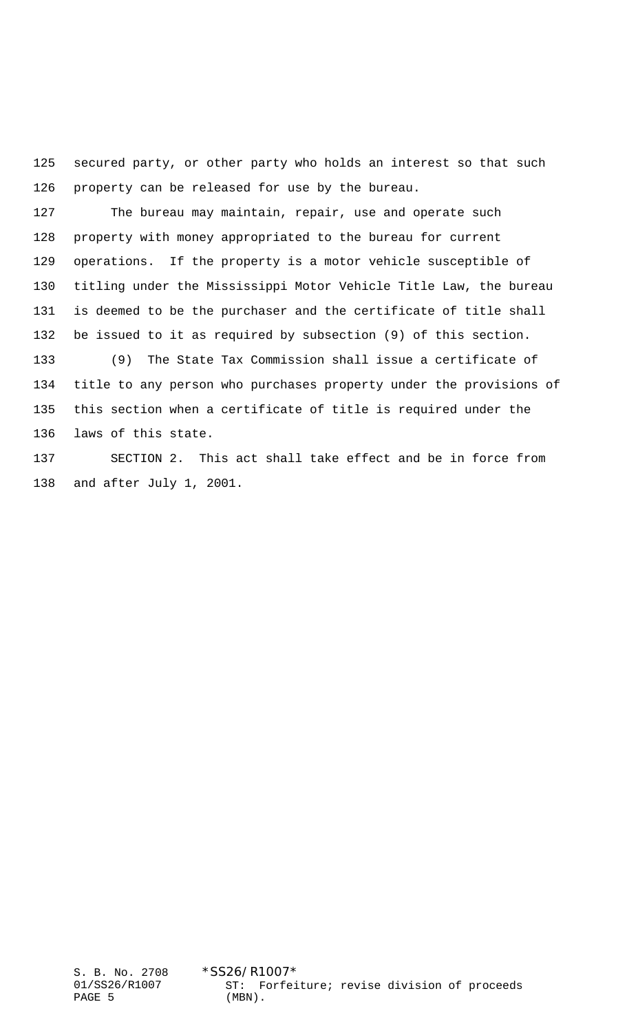secured party, or other party who holds an interest so that such property can be released for use by the bureau.

The bureau may maintain, repair, use and operate such property with money appropriated to the bureau for current operations. If the property is a motor vehicle susceptible of titling under the Mississippi Motor Vehicle Title Law, the bureau is deemed to be the purchaser and the certificate of title shall be issued to it as required by subsection (9) of this section.

(9) The State Tax Commission shall issue a certificate of title to any person who purchases property under the provisions of this section when a certificate of title is required under the laws of this state.

SECTION 2. This act shall take effect and be in force from and after July 1, 2001.